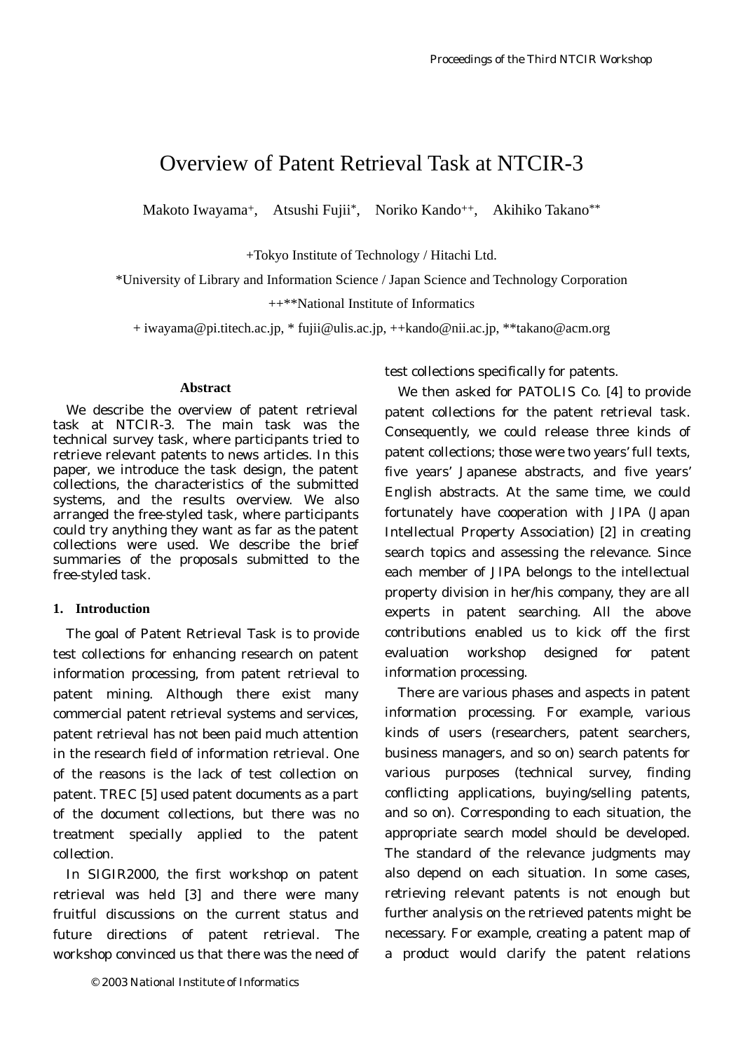# Overview of Patent Retrieval Task at NTCIR-3

Makoto Iwayama+, Atsushi Fujii*, Noriko Kando++, Akihiko Takano**

+Tokyo Institute of Technology / Hitachi Ltd.

*University of Library and Information Science / Japan Science and Technology Corporation

++**National Institute of Informatics

+ iwayama@pi.titech.ac.jp, * fujii@ulis.ac.jp, ++kando@nii.ac.jp, **takano@acm.org

### Abstract

We describe the overview of patent retrieval task at NTCIR-3. The main task was the technical survey task, where participants tried to retrieve relevant patents to news articles. In this paper, we introduce the task design, the patent collections, the characteristics of the submitted systems, and the results overview. We also arranged the free-styled task, where participants could try anything they want as far as the patent collections were used. We describe the brief summaries of the proposals submitted to the free-styled task.

## 1. Introduction

The goal of Patent Retrieval Task is to provide test collections for enhancing research on patent information processing, from patent retrieval to patent mining. Although there exist many commercial patent retrieval systems and services, patent retrieval has not been paid much attention in the research field of information retrieval. One of the reasons is the lack of test collection on patent. TREC [5] used patent documents as a part of the document collections, but there was no treatment specially applied to the patent collection.

In SIGIR2000, the first workshop on patent retrieval was held [3] and there were many fruitful discussions on the current status and future directions of patent retrieval. The workshop convinced us that there was the need of test collections specifically for patents.

We then asked for PATOLIS Co. [4] to provide patent collections for the patent retrieval task. Consequently, we could release three kinds of patent collections; those were two years' full texts, five years' Japanese abstracts, and five years' English abstracts. At the same time, we could fortunately have cooperation with JIPA (Japan Intellectual Property Association) [2] in creating search topics and assessing the relevance. Since each member of JIPA belongs to the intellectual property division in her/his company, they are all experts in patent searching. All the above contributions enabled us to kick off the first evaluation workshop designed for patent information processing.

There are various phases and aspects in patent information processing. For example, various kinds of users (researchers, patent searchers, business managers, and so on) search patents for various purposes (technical survey, finding conflicting applications, buying/selling patents, and so on). Corresponding to each situation, the appropriate search model should be developed. The standard of the relevance judgments may also depend on each situation. In some cases, retrieving relevant patents is not enough but further analysis on the retrieved patents might be necessary. For example, creating a patent map of a product would clarify the patent relations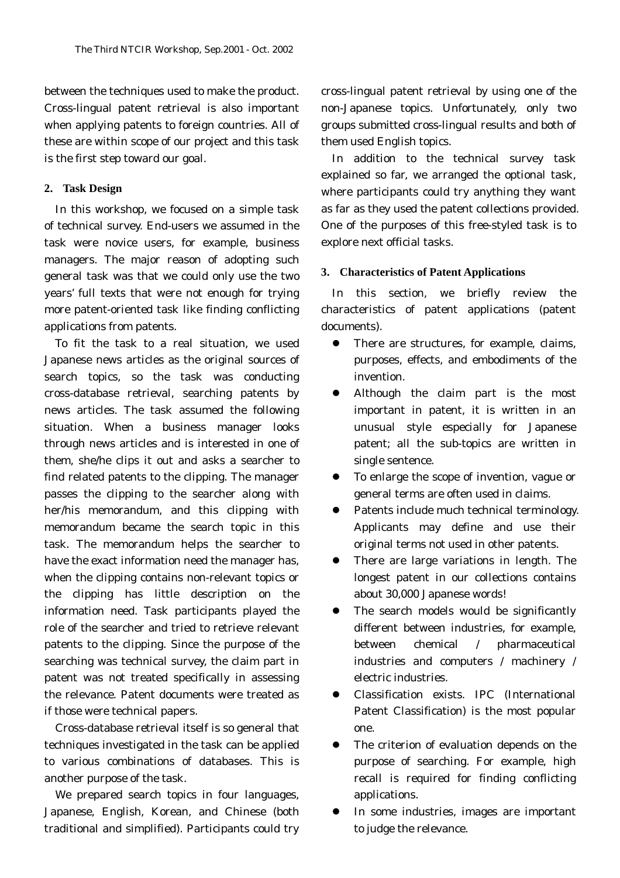between the techniques used to make the product. Cross-lingual patent retrieval is also important when applying patents to foreign countries. All of these are within scope of our project and this task is the first step toward our goal.

## 2. Task Design

In this workshop, we focused on a simple task of technical survey. End-users we assumed in the task were novice users, for example, business managers. The major reason of adopting such general task was that we could only use the two years' full texts that were not enough for trying more patent-oriented task like finding conflicting applications from patents.

To fit the task to a real situation, we used Japanese news articles as the original sources of search topics, so the task was conducting cross-database retrieval, searching patents by news articles. The task assumed the following situation. When a business manager looks through news articles and is interested in one of them, she/he clips it out and asks a searcher to find related patents to the clipping. The manager passes the clipping to the searcher along with her/his memorandum, and this clipping with memorandum became the search topic in this task. The memorandum helps the searcher to have the exact information need the manager has, when the clipping contains non-relevant topics or the clipping has little description on the information need. Task participants played the role of the searcher and tried to retrieve relevant patents to the clipping. Since the purpose of the searching was technical survey, the claim part in patent was not treated specifically in assessing the relevance. Patent documents were treated as if those were technical papers.

Cross-database retrieval itself is so general that techniques investigated in the task can be applied to various combinations of databases. This is another purpose of the task.

We prepared search topics in four languages, Japanese, English, Korean, and Chinese (both traditional and simplified). Participants could try cross-lingual patent retrieval by using one of the non-Japanese topics. Unfortunately, only two groups submitted cross-lingual results and both of them used English topics.

In addition to the technical survey task explained so far, we arranged the optional task, where participants could try anything they want as far as they used the patent collections provided. One of the purposes of this free-styled task is to explore next official tasks.

## 3. Characteristics of Patent Applications

In this section, we briefly review the characteristics of patent applications (patent documents).

- There are structures, for example, claims, purposes, effects, and embodiments of the invention.
- Although the claim part is the most important in patent, it is written in an unusual style especially for Japanese patent; all the sub-topics are written in single sentence.
- To enlarge the scope of invention, vague or general terms are often used in claims.
- Patents include much technical terminology. Applicants may define and use their original terms not used in other patents.
- There are large variations in length. The longest patent in our collections contains about 30,000 Japanese words!
- The search models would be significantly different between industries, for example, between chemical / pharmaceutical industries and computers / machinery / electric industries.
- Classification exists. IPC (International Patent Classification) is the most popular one.
- The criterion of evaluation depends on the purpose of searching. For example, high recall is required for finding conflicting applications.
- In some industries, images are important to judge the relevance.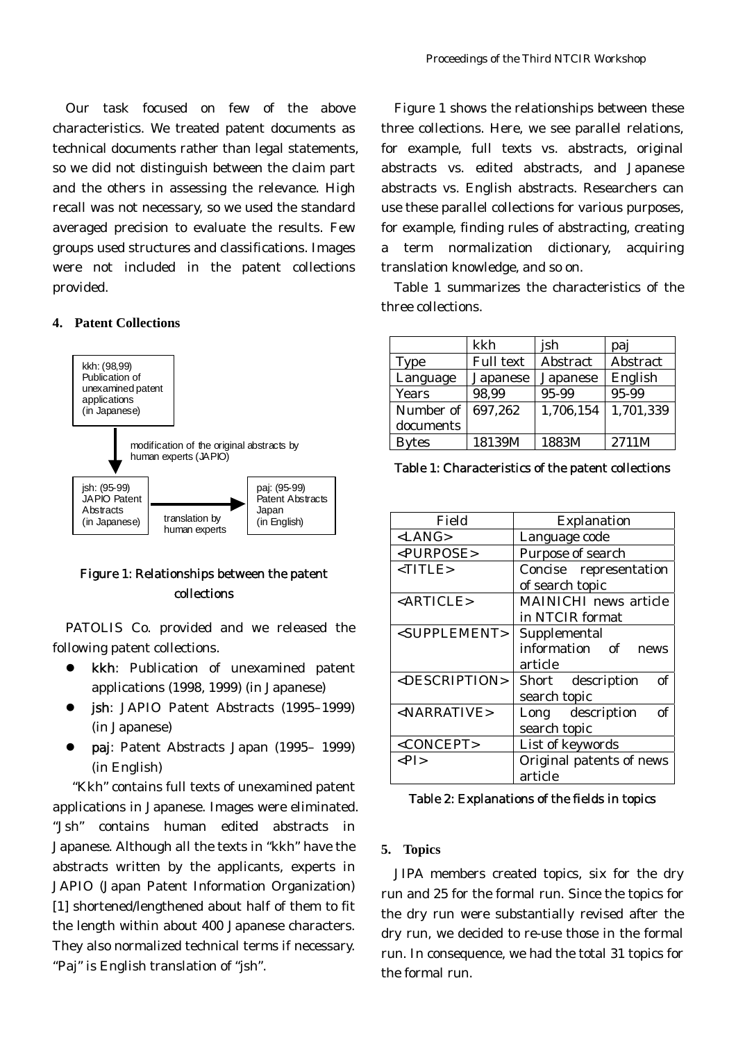Our task focused on few of the above characteristics. We treated patent documents as technical documents rather than legal statements, so we did not distinguish between the claim part and the others in assessing the relevance. High recall was not necessary, so we used the standard averaged precision to evaluate the results. Few groups used structures and classifications. Images were not included in the patent collections provided.

## 4. Patent Collections

kkh: (98,99) Publication of unexamined patent applications (in Japanese)

modification of the original abstracts by human experts (JAPIO)

jsh: (95-99) JAPIO Patent Abstracts (in Japanese)

translation by human experts

paj: (95-99) Patent Abstracts Japan (in English)

Figure 1: Relationships between the patent collections

PATOLIS Co. provided and we released the following patent collections.

- **kkh**: Publication of unexamined patent applications (1998, 1999) (in Japanese)
- **jsh**: JAPIO Patent Abstracts (1995–1999) (in Japanese)
- **paj**: Patent Abstracts Japan (1995– 1999) (in English)

"Kkh" contains full texts of unexamined patent applications in Japanese. Images were eliminated. "Jsh" contains human edited abstracts in Japanese. Although all the texts in "kkh" have the abstracts written by the applicants, experts in JAPIO (Japan Patent Information Organization) [1] shortened/lengthened about half of them to fit the length within about 400 Japanese characters. They also normalized technical terms if necessary. "Paj" is English translation of "jsh".

Figure 1 shows the relationships between these three collections. Here, we see parallel relations, for example, full texts vs. abstracts, original abstracts vs. edited abstracts, and Japanese abstracts vs. English abstracts. Researchers can use these parallel collections for various purposes, for example, finding rules of abstracting, creating a term normalization dictionary, acquiring translation knowledge, and so on.

Table 1 summarizes the characteristics of the three collections.

| | kkh | jsh | paj |
|---|---|---|---|
| Type | Full text | Abstract | Abstract |
| Language | Japanese | Japanese | English |
| Years | 98,99 | 95-99 | 95-99 |
| Number of documents | 697,262 | 1,706,154 | 1,701,339 |
| Bytes | 18139M | 1883M | 2711M |

Table 1: Characteristics of the patent collections

| Field | Explanation |
|---|---|
| <LANG> | Language code |
| <PURPOSE> | Purpose of search |
| <TITLE> | Concise representation of search topic |
| <ARTICLE> | MAINICHI news article in NTCIR format |
| <SUPPLEMENT> | Supplemental information of news article |
| <DESCRIPTION> | Short description of search topic |
| <NARRATIVE> | Long description of search topic |
| <CONCEPT> | List of keywords |
| <PI> | Original patents of news article |

Table 2: Explanations of the fields in topics

## 5. Topics

JIPA members created topics, six for the dry run and 25 for the formal run. Since the topics for the dry run were substantially revised after the dry run, we decided to re-use those in the formal run. In consequence, we had the total 31 topics for the formal run.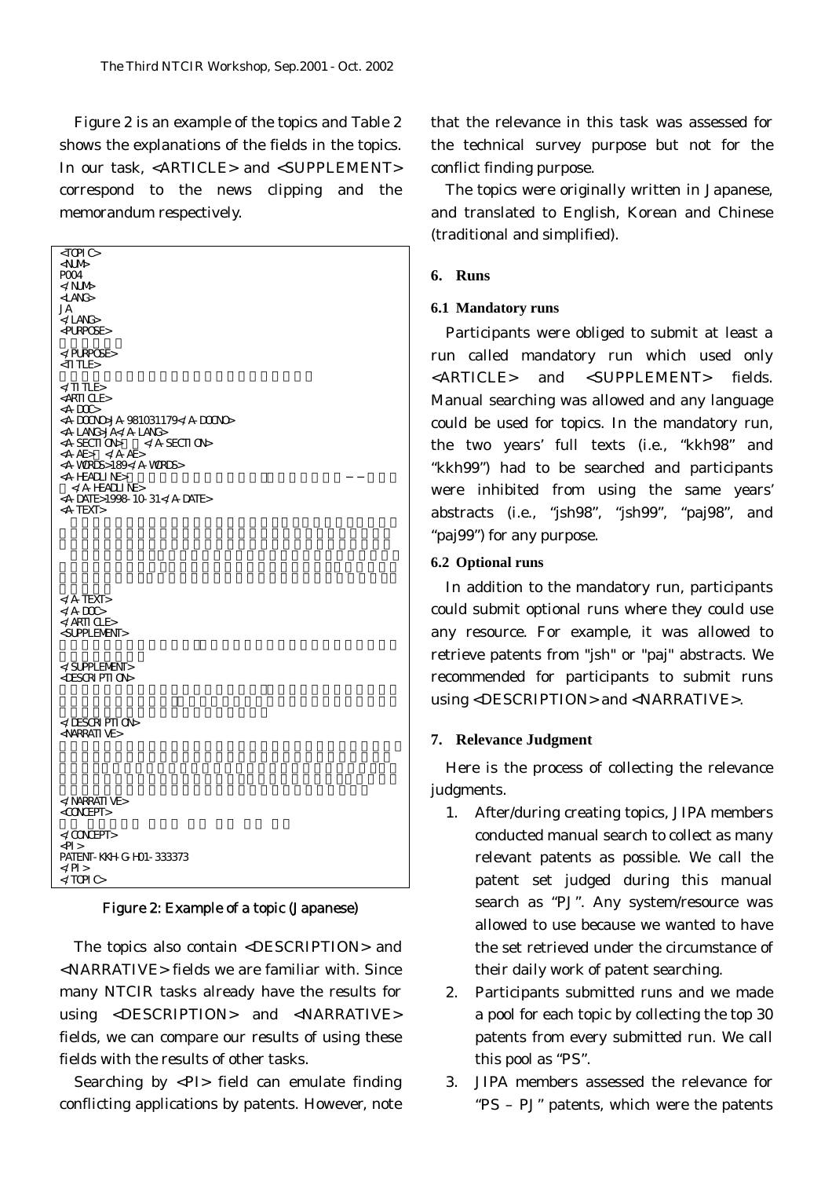Figure 2 is an example of the topics and Table 2 shows the explanations of the fields in the topics. In our task, <ARTICLE> and <SUPPLEMENT> correspond to the news clipping and the memorandum respectively.

```
<TOPIC>
<NUM>
P004
</NUM>
<LANG>
JA
</LANG>
<PURPOSE>

</PURPOSE>
<TITLE>

</TITLE>
<ARTICLE>
<A-DOC>
<A-DOCNO>JA-981031179</A-DOCNO>
<A-LANG>JA</A-LANG>
<A-SECTION>    </A-SECTION>
<A-AE>  </A-AE>
<A-WORDS>189</A-WORDS>
<A-HEADLINE>                                    ――
  </A-HEADLINE>
<A-DATE>1998-10-31</A-DATE>
<A-TEXT>

</A-TEXT>
</A-DOC>
</ARTICLE>
<SUPPLEMENT>

</SUPPLEMENT>
<DESCRIPTION>

</DESCRIPTION>
<NARRATIVE>

</NARRATIVE>
<CONCEPT>

</CONCEPT>
<PI>
PATENT-KKH-G-H01-333373
</PI>
</TOPIC>
```

Figure 2: Example of a topic (Japanese)

The topics also contain <DESCRIPTION> and <NARRATIVE> fields we are familiar with. Since many NTCIR tasks already have the results for using <DESCRIPTION> and <NARRATIVE> fields, we can compare our results of using these fields with the results of other tasks.

Searching by <PI> field can emulate finding conflicting applications by patents. However, note that the relevance in this task was assessed for the technical survey purpose but not for the conflict finding purpose.

The topics were originally written in Japanese, and translated to English, Korean and Chinese (traditional and simplified).

## 6. Runs

### 6.1 Mandatory runs

Participants were obliged to submit at least a run called mandatory run which used only <ARTICLE> and <SUPPLEMENT> fields. Manual searching was allowed and any language could be used for topics. In the mandatory run, the two years' full texts (i.e., "kkh98" and "kkh99") had to be searched and participants were inhibited from using the same years' abstracts (i.e., "jsh98", "jsh99", "paj98", and "paj99") for any purpose.

### 6.2 Optional runs

In addition to the mandatory run, participants could submit optional runs where they could use any resource. For example, it was allowed to retrieve patents from "jsh" or "paj" abstracts. We recommended for participants to submit runs using <DESCRIPTION> and <NARRATIVE>.

## 7. Relevance Judgment

Here is the process of collecting the relevance judgments.

1. After/during creating topics, JIPA members conducted manual search to collect as many relevant patents as possible. We call the patent set judged during this manual search as "PJ". Any system/resource was allowed to use because we wanted to have the set retrieved under the circumstance of their daily work of patent searching.
2. Participants submitted runs and we made a pool for each topic by collecting the top 30 patents from every submitted run. We call this pool as "PS".
3. JIPA members assessed the relevance for "PS – PJ" patents, which were the patents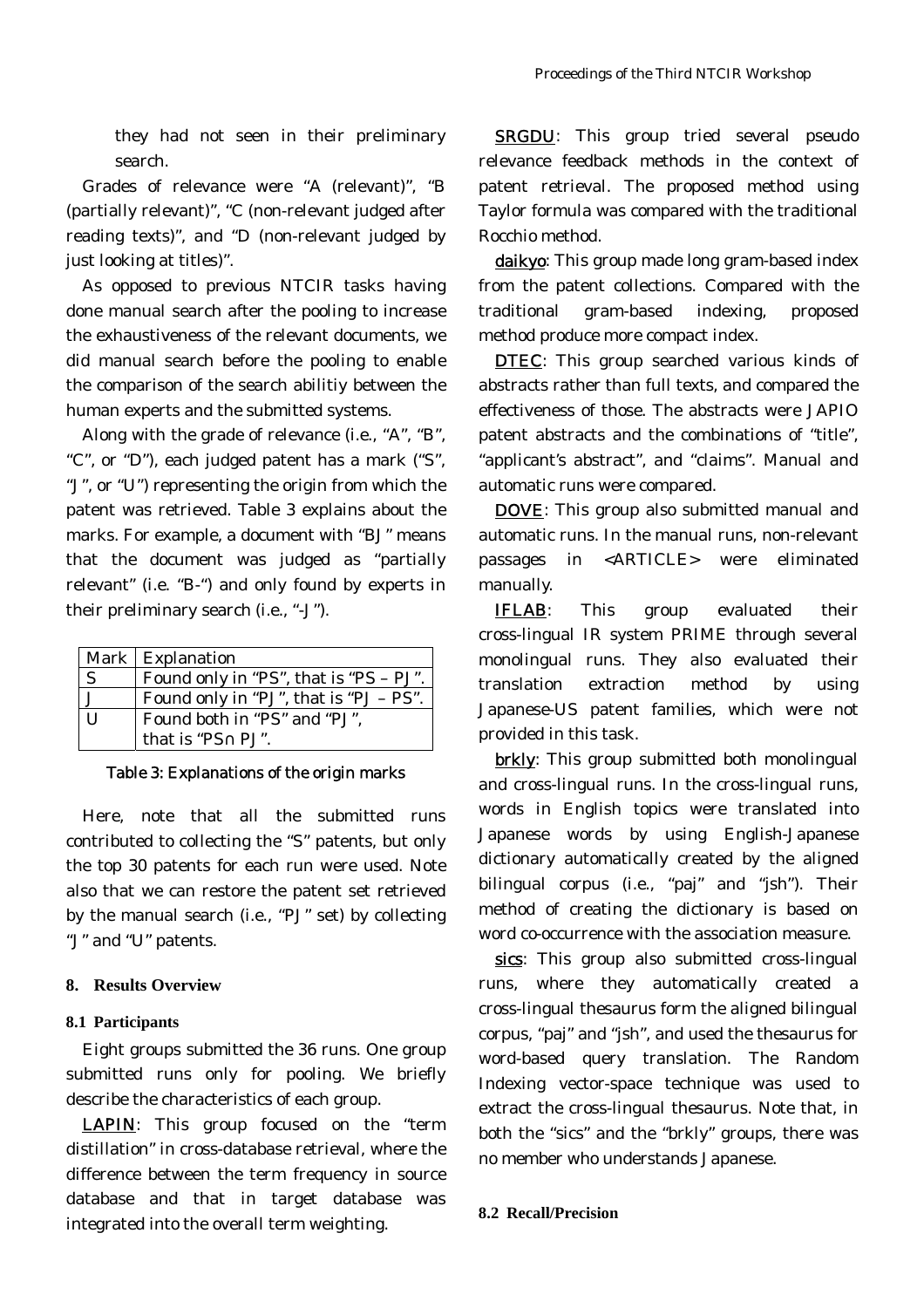they had not seen in their preliminary search.

Grades of relevance were "A (relevant)", "B (partially relevant)", "C (non-relevant judged after reading texts)", and "D (non-relevant judged by just looking at titles)".

As opposed to previous NTCIR tasks having done manual search after the pooling to increase the exhaustiveness of the relevant documents, we did manual search before the pooling to enable the comparison of the search abilitiy between the human experts and the submitted systems.

Along with the grade of relevance (i.e., "A", "B", "C", or "D"), each judged patent has a mark ("S", "J", or "U") representing the origin from which the patent was retrieved. Table 3 explains about the marks. For example, a document with "BJ" means that the document was judged as "partially relevant" (i.e. "B-") and only found by experts in their preliminary search (i.e., "-J").

| Mark | Explanation |
|---|---|
| S | Found only in "PS", that is "PS – PJ". |
| J | Found only in "PJ", that is "PJ – PS". |
| U | Found both in "PS" and "PJ", that is "PS∩PJ". |

Table 3: Explanations of the origin marks

Here, note that all the submitted runs contributed to collecting the "S" patents, but only the top 30 patents for each run were used. Note also that we can restore the patent set retrieved by the manual search (i.e., "PJ" set) by collecting "J" and "U" patents.

## 8. Results Overview

### 8.1 Participants

Eight groups submitted the 36 runs. One group submitted runs only for pooling. We briefly describe the characteristics of each group.

LAPIN: This group focused on the "term distillation" in cross-database retrieval, where the difference between the term frequency in source database and that in target database was integrated into the overall term weighting.

SRGDU: This group tried several pseudo relevance feedback methods in the context of patent retrieval. The proposed method using Taylor formula was compared with the traditional Rocchio method.

daikyo: This group made long gram-based index from the patent collections. Compared with the traditional gram-based indexing, proposed method produce more compact index.

DTEC: This group searched various kinds of abstracts rather than full texts, and compared the effectiveness of those. The abstracts were JAPIO patent abstracts and the combinations of "title", "applicant's abstract", and "claims". Manual and automatic runs were compared.

DOVE: This group also submitted manual and automatic runs. In the manual runs, non-relevant passages in <ARTICLE> were eliminated manually.

IFLAB: This group evaluated their cross-lingual IR system PRIME through several monolingual runs. They also evaluated their translation extraction method by using Japanese-US patent families, which were not provided in this task.

brkly: This group submitted both monolingual and cross-lingual runs. In the cross-lingual runs, words in English topics were translated into Japanese words by using English-Japanese dictionary automatically created by the aligned bilingual corpus (i.e., "paj" and "jsh"). Their method of creating the dictionary is based on word co-occurrence with the association measure.

sics: This group also submitted cross-lingual runs, where they automatically created a cross-lingual thesaurus form the aligned bilingual corpus, "paj" and "jsh", and used the thesaurus for word-based query translation. The Random Indexing vector-space technique was used to extract the cross-lingual thesaurus. Note that, in both the "sics" and the "brkly" groups, there was no member who understands Japanese.

### 8.2 Recall/Precision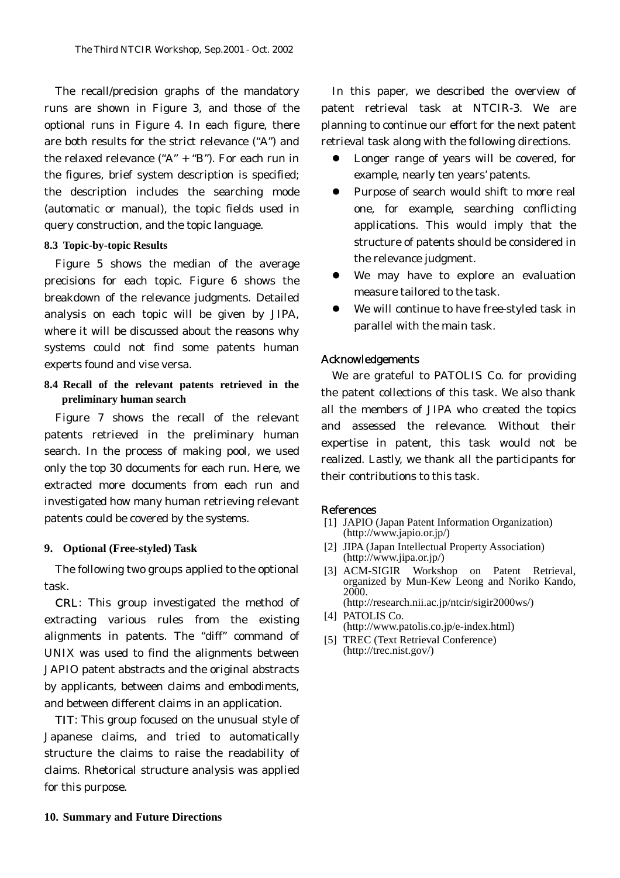The recall/precision graphs of the mandatory runs are shown in Figure 3, and those of the optional runs in Figure 4. In each figure, there are both results for the strict relevance ("A") and the relaxed relevance ("A" + "B"). For each run in the figures, brief system description is specified; the description includes the searching mode (automatic or manual), the topic fields used in query construction, and the topic language.

### 8.3 Topic-by-topic Results

Figure 5 shows the median of the average precisions for each topic. Figure 6 shows the breakdown of the relevance judgments. Detailed analysis on each topic will be given by JIPA, where it will be discussed about the reasons why systems could not find some patents human experts found and vise versa.

### 8.4 Recall of the relevant patents retrieved in the preliminary human search

Figure 7 shows the recall of the relevant patents retrieved in the preliminary human search. In the process of making pool, we used only the top 30 documents for each run. Here, we extracted more documents from each run and investigated how many human retrieving relevant patents could be covered by the systems.

## 9. Optional (Free-styled) Task

The following two groups applied to the optional task.

CRL: This group investigated the method of extracting various rules from the existing alignments in patents. The "diff" command of UNIX was used to find the alignments between JAPIO patent abstracts and the original abstracts by applicants, between claims and embodiments, and between different claims in an application.

TIT: This group focused on the unusual style of Japanese claims, and tried to automatically structure the claims to raise the readability of claims. Rhetorical structure analysis was applied for this purpose.

## 10. Summary and Future Directions

In this paper, we described the overview of patent retrieval task at NTCIR-3. We are planning to continue our effort for the next patent retrieval task along with the following directions.

- Longer range of years will be covered, for example, nearly ten years' patents.
- Purpose of search would shift to more real one, for example, searching conflicting applications. This would imply that the structure of patents should be considered in the relevance judgment.
- We may have to explore an evaluation measure tailored to the task.
- We will continue to have free-styled task in parallel with the main task.

## Acknowledgements

We are grateful to PATOLIS Co. for providing the patent collections of this task. We also thank all the members of JIPA who created the topics and assessed the relevance. Without their expertise in patent, this task would not be realized. Lastly, we thank all the participants for their contributions to this task.

## References

[1] JAPIO (Japan Patent Information Organization) (http://www.japio.or.jp/)

[2] JIPA (Japan Intellectual Property Association) (http://www.jipa.or.jp/)

[3] ACM-SIGIR Workshop on Patent Retrieval, organized by Mun-Kew Leong and Noriko Kando, 2000. (http://research.nii.ac.jp/ntcir/sigir2000ws/)

[4] PATOLIS Co. (http://www.patolis.co.jp/e-index.html)

[5] TREC (Text Retrieval Conference) (http://trec.nist.gov/)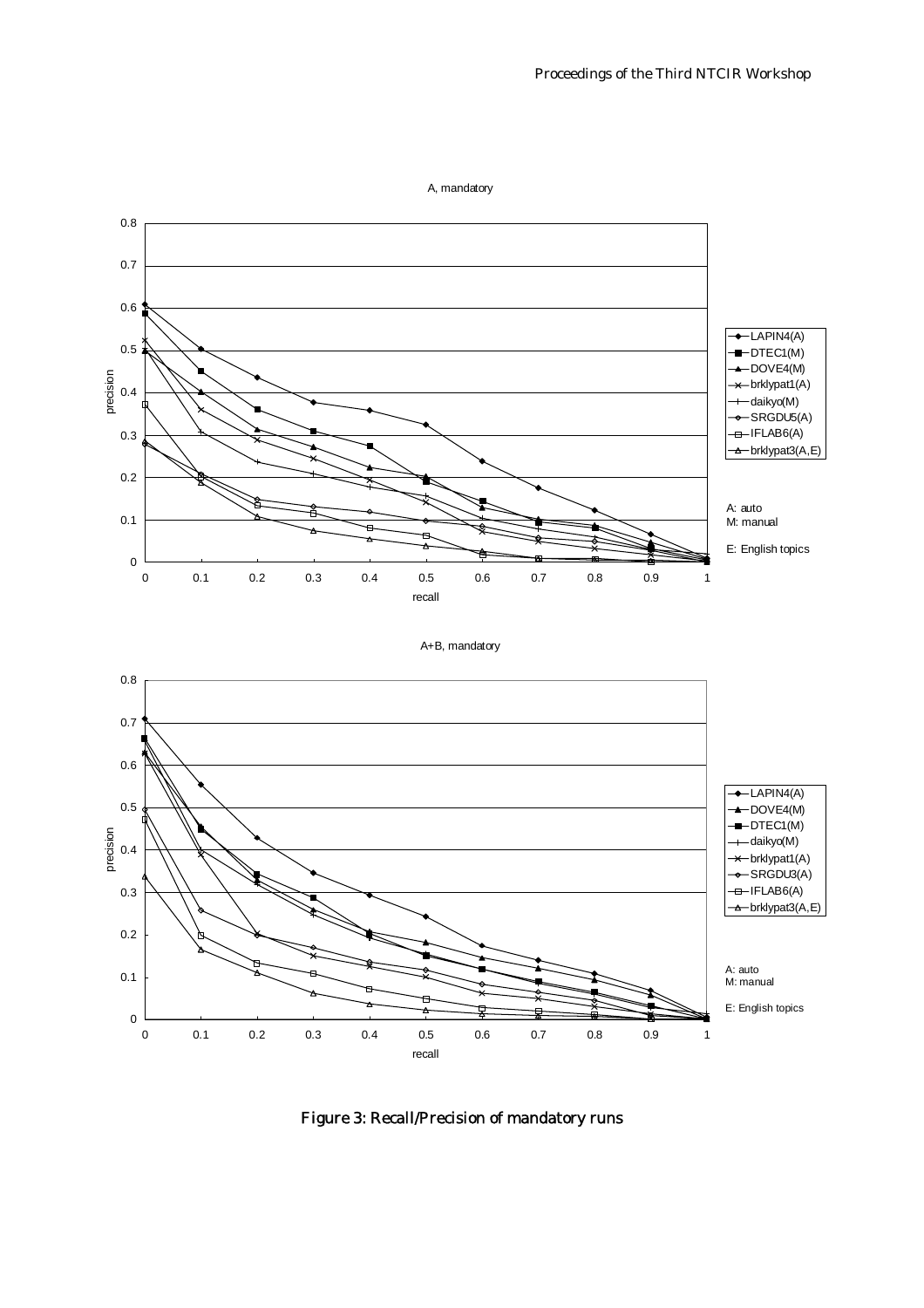A, mandatory

A+B, mandatory

**Figure 3: Recall/Precision of mandatory runs**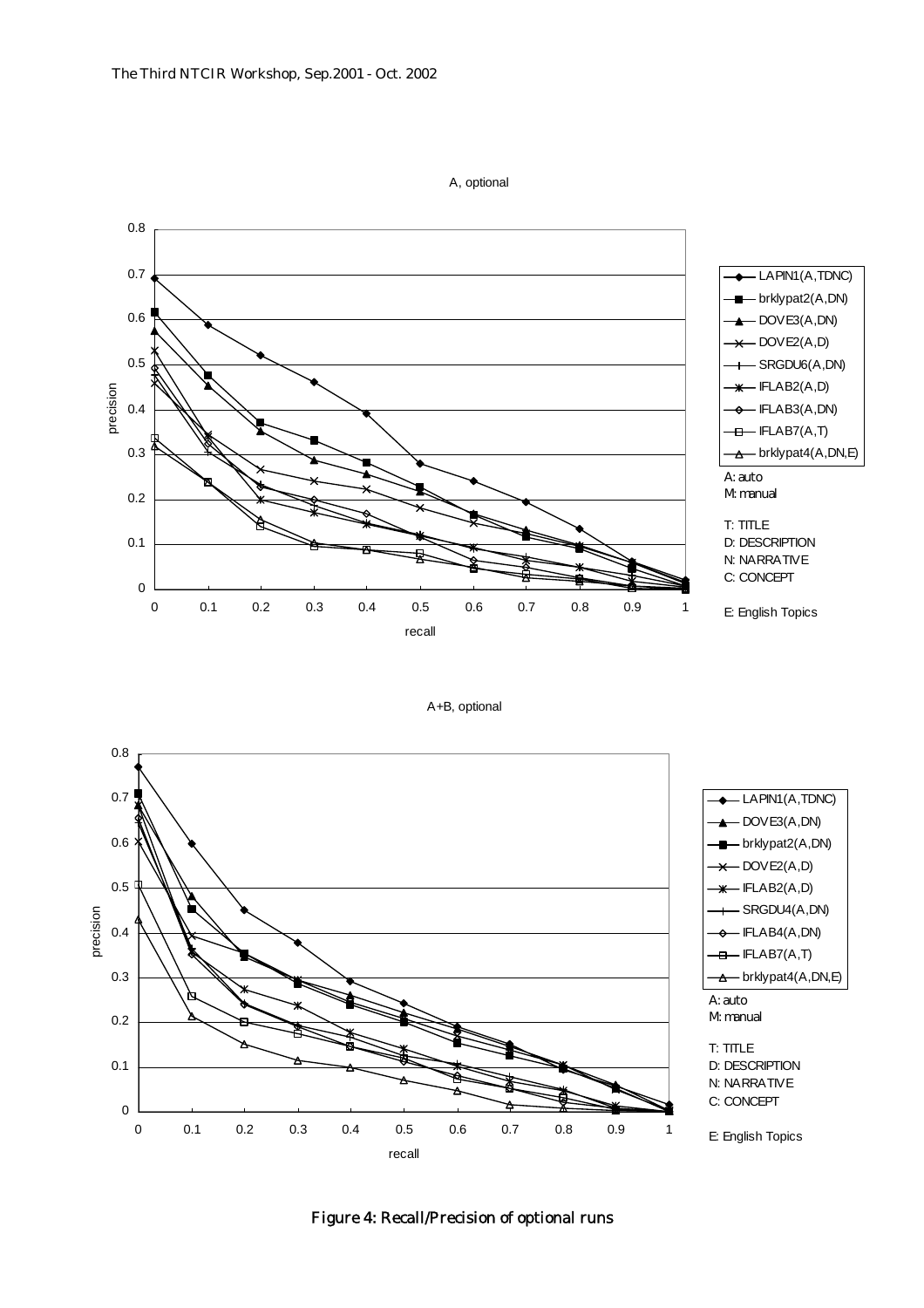A, optional

| | |
|---|---|
| A: auto | |
| M: manual | |
| T: TITLE | |
| D: DESCRIPTION | |
| N: NARRATIVE | |
| C: CONCEPT | |
| E: English Topics | |

A+B, optional

Figure 4: Recall/Precision of optional runs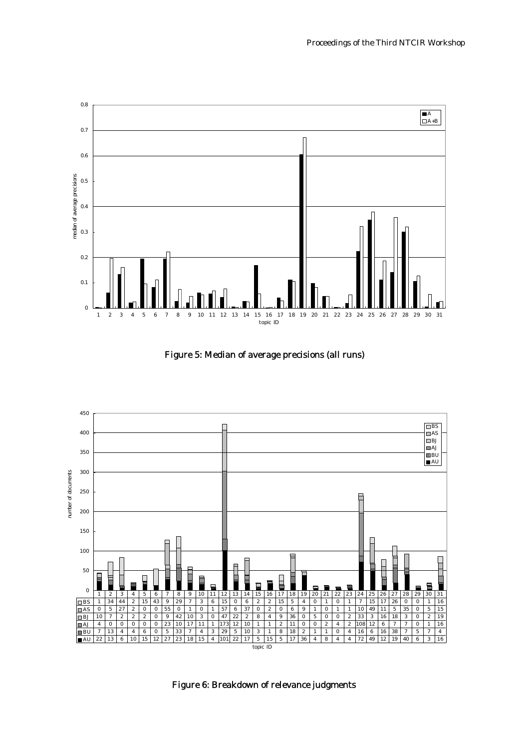Figure 5: Median of average precisions (all runs)

| topic ID | 1 | 2 | 3 | 4 | 5 | 6 | 7 | 8 | 9 | 10 | 11 | 12 | 13 | 14 | 15 | 16 | 17 | 18 | 19 | 20 | 21 | 22 | 23 | 24 | 25 | 26 | 27 | 28 | 29 | 30 | 31 |
|---|---|---|---|---|---|---|---|---|---|---|---|---|---|---|---|---|---|---|---|---|---|---|---|---|---|---|---|---|---|---|---|
| BS | 1 | 34 | 44 | 2 | 15 | 43 | 9 | 29 | 7 | 3 | 6 | 15 | 0 | 6 | 2 | 2 | 15 | 5 | 4 | 0 | 1 | 0 | 1 | 7 | 15 | 17 | 26 | 0 | 0 | 1 | 16 |
| AS | 0 | 5 | 27 | 2 | 0 | 0 | 55 | 0 | 1 | 0 | 1 | 57 | 6 | 37 | 0 | 2 | 0 | 6 | 9 | 1 | 0 | 1 | 1 | 10 | 49 | 11 | 5 | 35 | 0 | 5 | 15 |
| BJ | 10 | 7 | 2 | 2 | 2 | 0 | 9 | 42 | 10 | 3 | 0 | 47 | 22 | 2 | 8 | 4 | 9 | 36 | 0 | 5 | 0 | 0 | 2 | 33 | 3 | 16 | 18 | 3 | 0 | 2 | 19 |
| AJ | 4 | 0 | 0 | 0 | 0 | 0 | 23 | 10 | 17 | 11 | 1 | 173 | 12 | 10 | 1 | 1 | 2 | 11 | 0 | 0 | 2 | 4 | 2 | 108 | 12 | 6 | 7 | 7 | 0 | 1 | 16 |
| BU | 7 | 13 | 4 | 4 | 6 | 0 | 5 | 33 | 7 | 4 | 3 | 29 | 5 | 10 | 3 | 1 | 8 | 18 | 2 | 1 | 1 | 0 | 4 | 16 | 6 | 16 | 38 | 7 | 5 | 7 | 4 |
| AU | 22 | 13 | 6 | 10 | 15 | 12 | 27 | 23 | 18 | 15 | 4 | 101 | 22 | 17 | 5 | 15 | 5 | 17 | 36 | 4 | 8 | 4 | 4 | 72 | 49 | 12 | 19 | 40 | 6 | 3 | 16 |

Figure 6: Breakdown of relevance judgments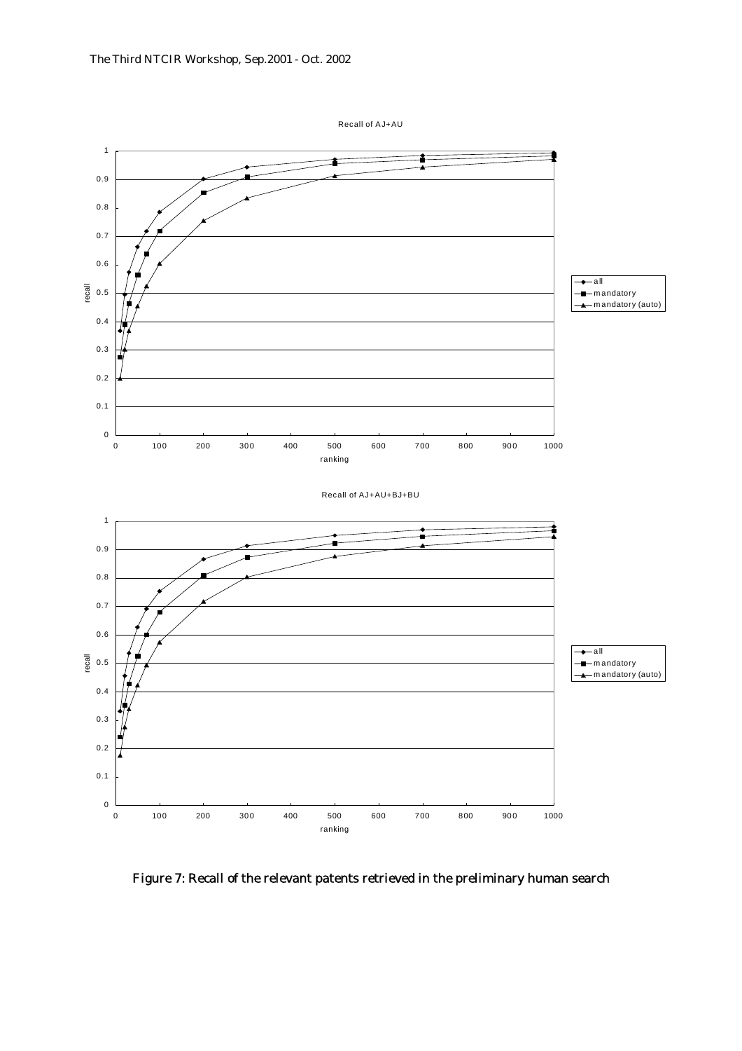Recall of AJ+AU

recall

1
0.9
0.8
0.7
0.6
0.5
0.4
0.3
0.2
0.1
0

0 100 200 300 400 500 600 700 800 900 1000

ranking

all
mandatory
mandatory (auto)

Recall of AJ+AU+BJ+BU

recall

1
0.9
0.8
0.7
0.6
0.5
0.4
0.3
0.2
0.1
0

0 100 200 300 400 500 600 700 800 900 1000

ranking

all
mandatory
mandatory (auto)

**Figure 7: Recall of the relevant patents retrieved in the preliminary human search**